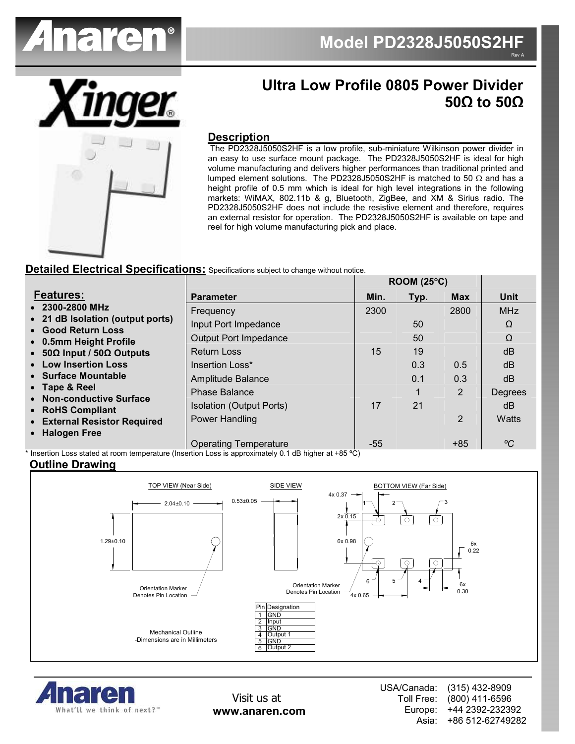# Model PD2328J5050S2HF

Rev A

## Ultra Low Profile 0805 Power Divider 50Ω to 50Ω

### Description

The PD2328J5050S2HF is a low profile, sub-miniature Wilkinson power divider in an easy to use surface mount package. The PD2328J5050S2HF is ideal for high volume manufacturing and delivers higher performances than traditional printed and lumped element solutions. The PD2328J5050S2HF is matched to 50 Ω and has a height profile of 0.5 mm which is ideal for high level integrations in the following markets: WiMAX, 802.11b & g, Bluetooth, ZigBee, and XM & Sirius radio. The PD2328J5050S2HF does not include the resistive element and therefore, requires an external resistor for operation. The PD2328J5050S2HF is available on tape and reel for high volume manufacturing pick and place.

### Detailed Electrical Specifications: Specifications subject to change without notice.

**Features:**

- 2300-2800 MHz
- 21 dB Isolation (output ports)
- Good Return Loss
- 0.5mm Height Profile
- 50Ω Input / 50Ω Outputs
- Low Insertion Loss
- Surface Mountable
- Tape & Reel
- Non-conductive Surface
- RoHS Compliant
- External Resistor Required
- Halogen Free

| | ROOM (25°C) | | | |
|---|---|---|---|---|
| **Parameter** | **Min.** | **Typ.** | **Max** | **Unit** |
| Frequency | 2300 | | 2800 | MHz |
| Input Port Impedance | | 50 | | Ω |
| Output Port Impedance | | 50 | | Ω |
| Return Loss | 15 | 19 | | dB |
| Insertion Loss* | | 0.3 | 0.5 | dB |
| Amplitude Balance | | 0.1 | 0.3 | dB |
| Phase Balance | | 1 | 2 | Degrees |
| Isolation (Output Ports) | 17 | 21 | | dB |
| Power Handling | | | 2 | Watts |
| Operating Temperature | -55 | | +85 | ºC |

\* Insertion Loss stated at room temperature (Insertion Loss is approximately 0.1 dB higher at +85 ºC)

### Outline Drawing

TOP VIEW (Near Side) — 2.04±0.10; 1.29±0.10; Orientation Marker Denotes Pin Location

SIDE VIEW — 0.53±0.05

BOTTOM VIEW (Far Side) — 4x 0.37; 2x 0.15; 6x 0.98; 6x 0.22; 6x 0.30; 4x 0.65; Orientation Marker Denotes Pin Location

Mechanical Outline
-Dimensions are in Millimeters

| Pin | Designation |
|---|---|
| 1 | GND |
| 2 | Input |
| 3 | GND |
| 4 | Output 1 |
| 5 | GND |
| 6 | Output 2 |

Anaren — What'll we think of next?™

Visit us at **www.anaren.com**

USA/Canada: (315) 432-8909
Toll Free: (800) 411-6596
Europe: +44 2392-232392
Asia: +86 512-62749282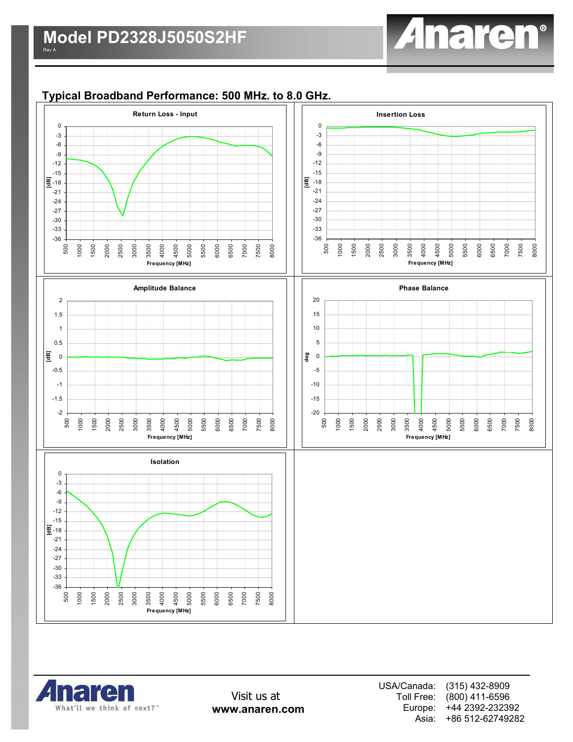## Typical Broadband Performance: 500 MHz. to 8.0 GHz.

**Return Loss - Input**

[dB]

Frequency [MHz]

**Insertion Loss**

[dB]

Frequency [MHz]

**Amplitude Balance**

[dB]

Frequency [MHz]

**Phase Balance**

deg

Frequency [MHz]

**Isolation**

[dB]

Frequency [MHz]

Visit us at
**www.anaren.com**

USA/Canada: (315) 432-8909
Toll Free: (800) 411-6596
Europe: +44 2392-232392
Asia: +86 512-62749282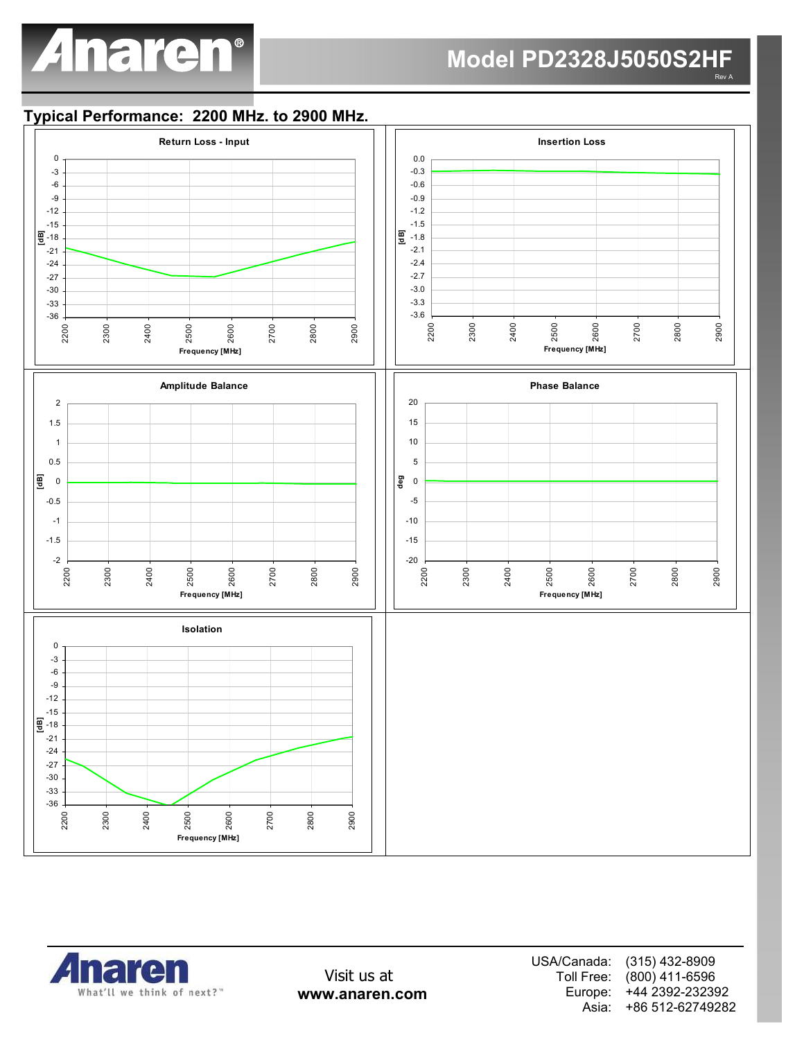# Model PD2328J5050S2HF

Rev A

## Typical Performance: 2200 MHz. to 2900 MHz.

**Return Loss - Input**

[dB] vs Frequency [MHz] (2200–2900); y-axis 0 to -36

**Insertion Loss**

[dB] vs Frequency [MHz] (2200–2900); y-axis 0.0 to -3.6

**Amplitude Balance**

[dB] vs Frequency [MHz] (2200–2900); y-axis 2 to -2

**Phase Balance**

deg vs Frequency [MHz] (2200–2900); y-axis 20 to -20

**Isolation**

[dB] vs Frequency [MHz] (2200–2900); y-axis 0 to -36

Visit us at **www.anaren.com**

| | |
|---|---|
| USA/Canada: | (315) 432-8909 |
| Toll Free: | (800) 411-6596 |
| Europe: | +44 2392-232392 |
| Asia: | +86 512-62749282 |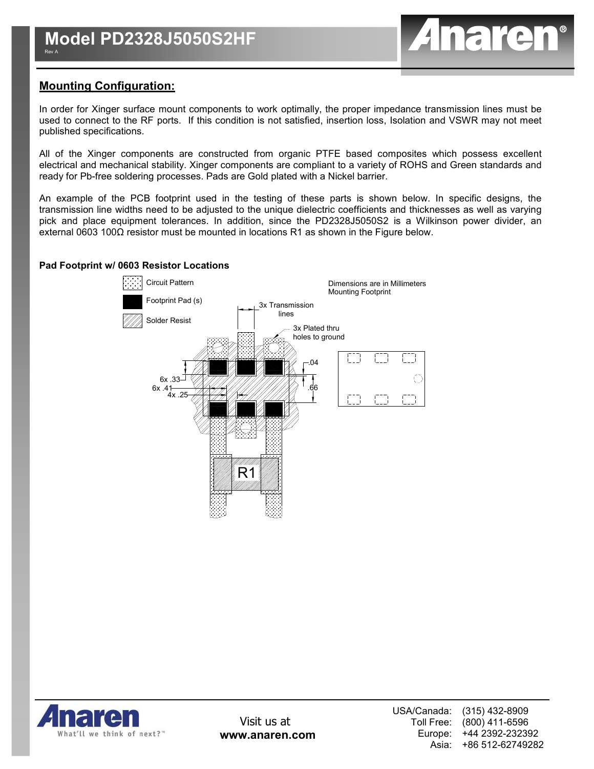## Mounting Configuration:

In order for Xinger surface mount components to work optimally, the proper impedance transmission lines must be used to connect to the RF ports. If this condition is not satisfied, insertion loss, Isolation and VSWR may not meet published specifications.

All of the Xinger components are constructed from organic PTFE based composites which possess excellent electrical and mechanical stability. Xinger components are compliant to a variety of ROHS and Green standards and ready for Pb-free soldering processes. Pads are Gold plated with a Nickel barrier.

An example of the PCB footprint used in the testing of these parts is shown below. In specific designs, the transmission line widths need to be adjusted to the unique dielectric coefficients and thicknesses as well as varying pick and place equipment tolerances. In addition, since the PD2328J5050S2 is a Wilkinson power divider, an external 0603 100Ω resistor must be mounted in locations R1 as shown in the Figure below.

**Pad Footprint w/ 0603 Resistor Locations**

Circuit Pattern
Footprint Pad (s)
Solder Resist

Dimensions are in Millimeters
Mounting Footprint

3x Transmission lines
3x Plated thru holes to ground

6x .33
6x .41
4x .25
.04
.66

R1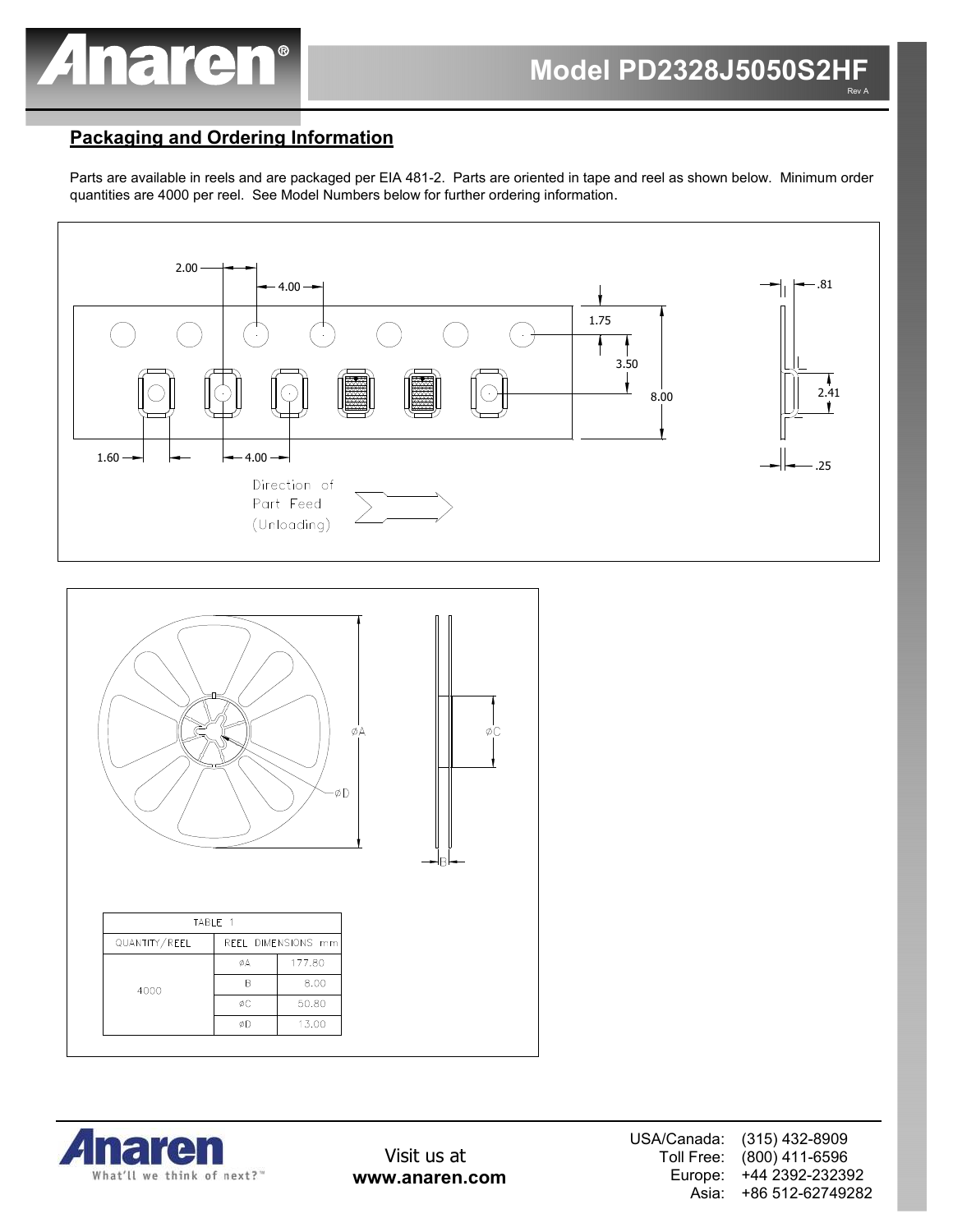## Packaging and Ordering Information

Parts are available in reels and are packaged per EIA 481-2. Parts are oriented in tape and reel as shown below. Minimum order quantities are 4000 per reel. See Model Numbers below for further ordering information.

| TABLE 1 | | |
|---|---|---|
| QUANTITY/REEL | REEL DIMENSIONS mm | |
| 4000 | ØA | 177.80 |
| | B | 8.00 |
| | ØC | 50.80 |
| | ØD | 13.00 |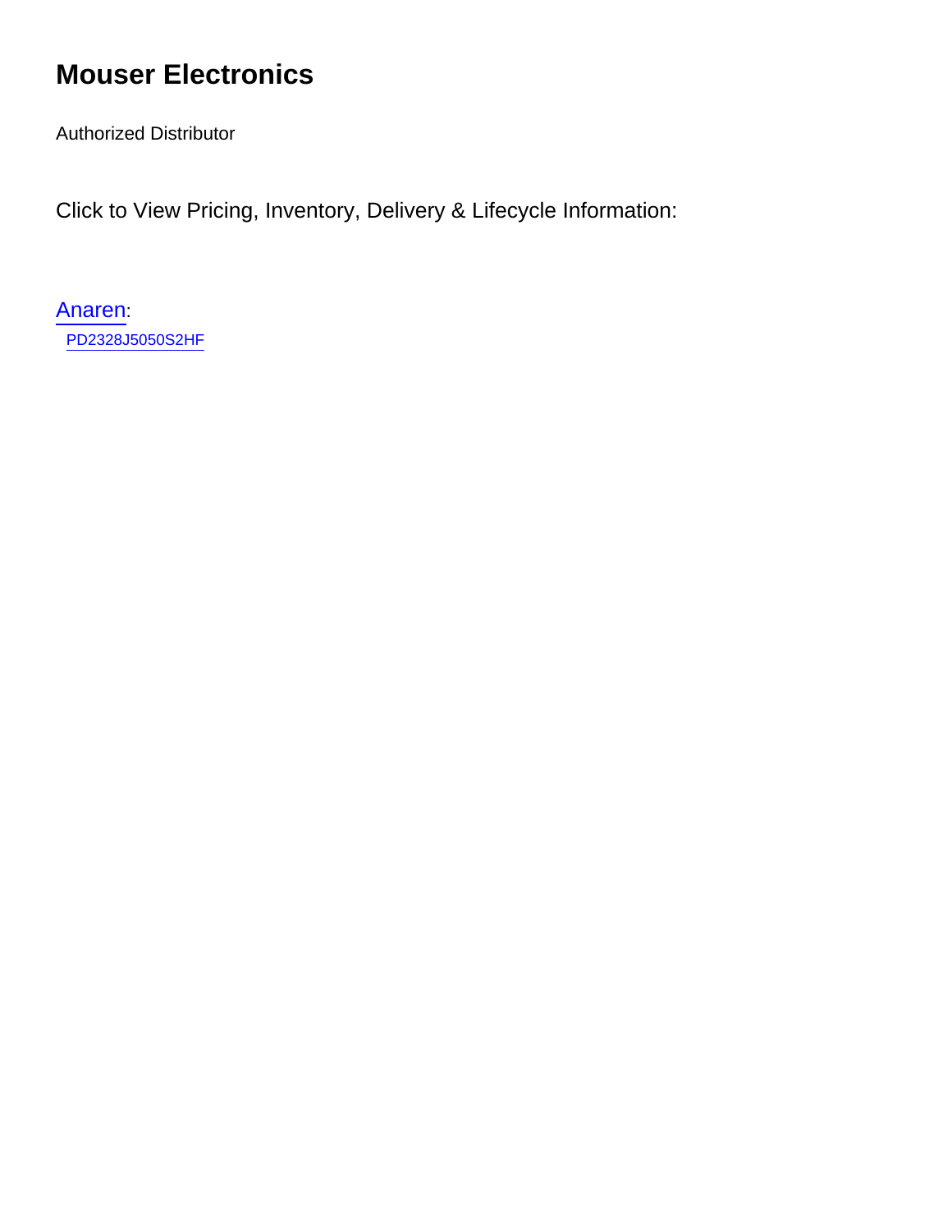# Mouser Electronics

Authorized Distributor

Click to View Pricing, Inventory, Delivery & Lifecycle Information:

Anaren:

PD2328J5050S2HF